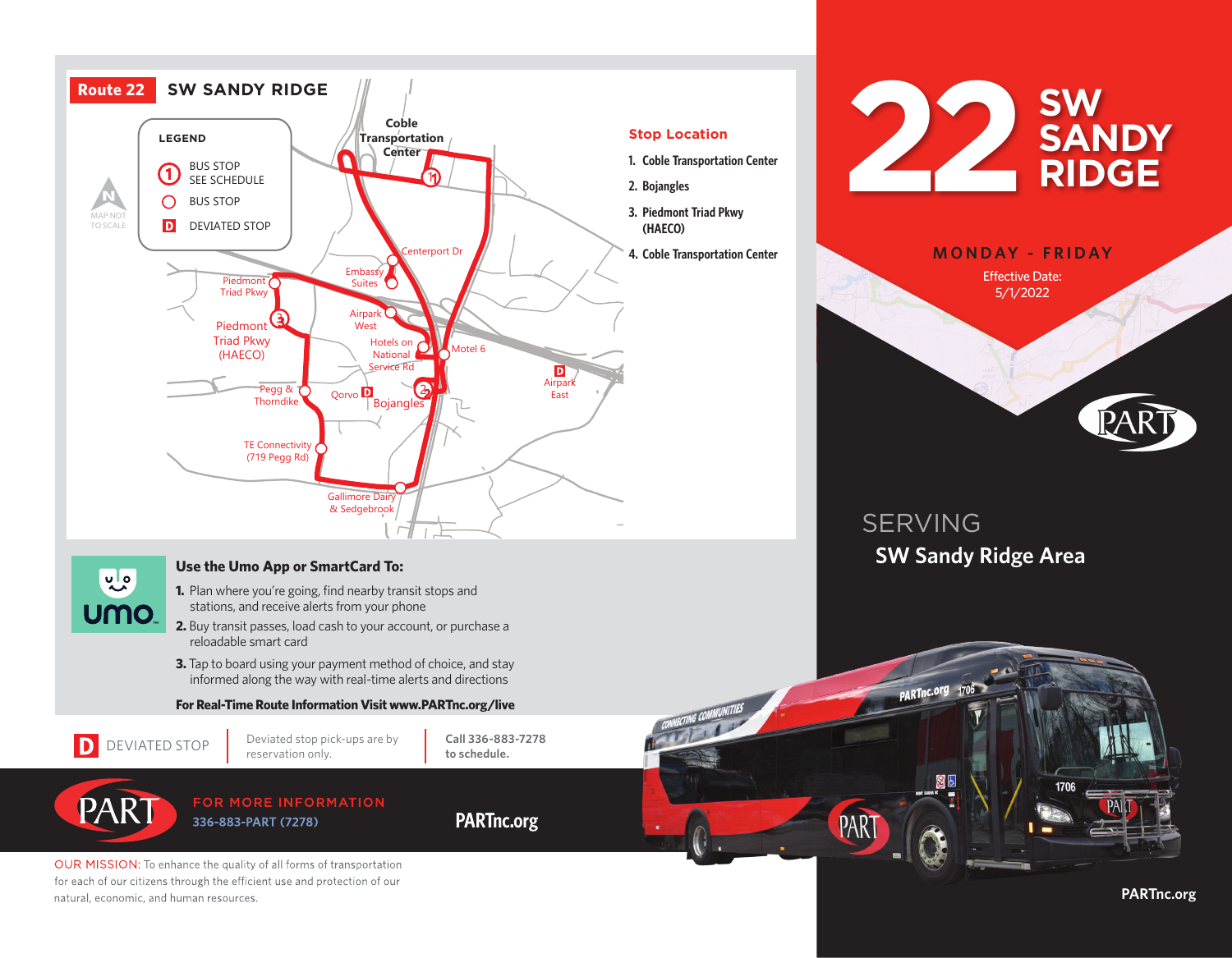# Route 22 SW SANDY RIDGE

**LEGEND**

- 1 BUS STOP SEE SCHEDULE
- BUS STOP
- D DEVIATED STOP

MAP NOT TO SCALE

Coble Transportation Center · Centerport Dr · Embassy Suites · Piedmont Triad Pkwy · Piedmont Triad Pkwy (HAECO) · Airpark West · Hotels on National Service Rd · Motel 6 · Airpark East · Pegg & Thorndike · Qorvo · Bojangles · TE Connectivity (719 Pegg Rd) · Gallimore Dairy & Sedgebrook

## Stop Location

1. Coble Transportation Center
2. Bojangles
3. Piedmont Triad Pkwy (HAECO)
4. Coble Transportation Center

## Use the Umo App or SmartCard To:

1. Plan where you're going, find nearby transit stops and stations, and receive alerts from your phone
2. Buy transit passes, load cash to your account, or purchase a reloadable smart card
3. Tap to board using your payment method of choice, and stay informed along the way with real-time alerts and directions

**For Real-Time Route Information Visit www.PARTnc.org/live**

D DEVIATED STOP — Deviated stop pick-ups are by reservation only. **Call 336-883-7278 to schedule.**

PART — FOR MORE INFORMATION 336-883-PART (7278) **PARTnc.org**

OUR MISSION: To enhance the quality of all forms of transportation for each of our citizens through the efficient use and protection of our natural, economic, and human resources.

# 22 SW SANDY RIDGE

**MONDAY - FRIDAY**

Effective Date: 5/1/2022

SERVING

**SW Sandy Ridge Area**

**PARTnc.org**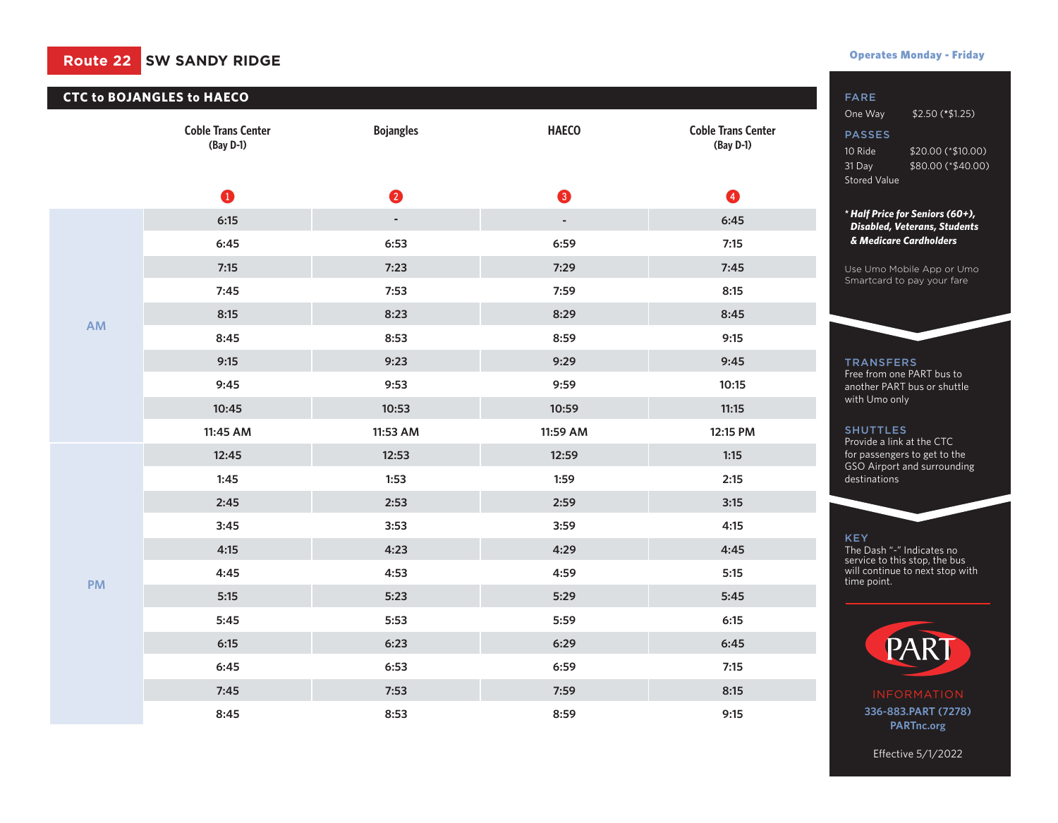# Route 22 SW SANDY RIDGE

Operates Monday - Friday

## CTC to BOJANGLES to HAECO

| | Coble Trans Center (Bay D-1) 1 | Bojangles 2 | HAECO 3 | Coble Trans Center (Bay D-1) 4 |
|---|---|---|---|---|
| AM | 6:15 | - | - | 6:45 |
| | 6:45 | 6:53 | 6:59 | 7:15 |
| | 7:15 | 7:23 | 7:29 | 7:45 |
| | 7:45 | 7:53 | 7:59 | 8:15 |
| | 8:15 | 8:23 | 8:29 | 8:45 |
| | 8:45 | 8:53 | 8:59 | 9:15 |
| | 9:15 | 9:23 | 9:29 | 9:45 |
| | 9:45 | 9:53 | 9:59 | 10:15 |
| | 10:45 | 10:53 | 10:59 | 11:15 |
| | 11:45 AM | 11:53 AM | 11:59 AM | 12:15 PM |
| PM | 12:45 | 12:53 | 12:59 | 1:15 |
| | 1:45 | 1:53 | 1:59 | 2:15 |
| | 2:45 | 2:53 | 2:59 | 3:15 |
| | 3:45 | 3:53 | 3:59 | 4:15 |
| | 4:15 | 4:23 | 4:29 | 4:45 |
| | 4:45 | 4:53 | 4:59 | 5:15 |
| | 5:15 | 5:23 | 5:29 | 5:45 |
| | 5:45 | 5:53 | 5:59 | 6:15 |
| | 6:15 | 6:23 | 6:29 | 6:45 |
| | 6:45 | 6:53 | 6:59 | 7:15 |
| | 7:45 | 7:53 | 7:59 | 8:15 |
| | 8:45 | 8:53 | 8:59 | 9:15 |

### FARE

| | |
|---|---|
| One Way | $2.50 (*$1.25) |

### PASSES

| | |
|---|---|
| 10 Ride | $20.00 (*$10.00) |
| 31 Day | $80.00 (*$40.00) |
| Stored Value | |

***Half Price for Seniors (60+), Disabled, Veterans, Students & Medicare Cardholders***

Use Umo Mobile App or Umo Smartcard to pay your fare

### TRANSFERS

Free from one PART bus to another PART bus or shuttle with Umo only

### SHUTTLES

Provide a link at the CTC for passengers to get to the GSO Airport and surrounding destinations

### KEY

The Dash "-" Indicates no service to this stop, the bus will continue to next stop with time point.

PART

INFORMATION
336-883.PART (7278)
PARTnc.org

Effective 5/1/2022